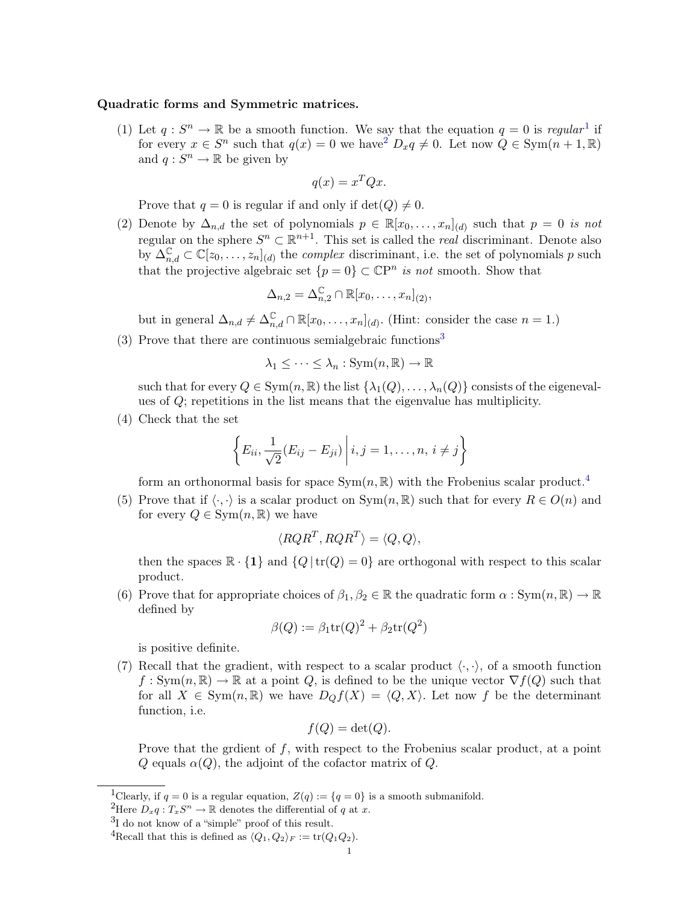**Quadratic forms and Symmetric matrices.**

(1) Let $q : S^n \to \mathbb{R}$ be a smooth function. We say that the equation $q = 0$ is *regular*[1] if for every $x \in S^n$ such that $q(x) = 0$ we have[2] $D_x q \neq 0$. Let now $Q \in \mathrm{Sym}(n+1, \mathbb{R})$ and $q : S^n \to \mathbb{R}$ be given by

$$q(x) = x^T Q x.$$

Prove that $q = 0$ is regular if and only if $\det(Q) \neq 0$.

(2) Denote by $\Delta_{n,d}$ the set of polynomials $p \in \mathbb{R}[x_0, \ldots, x_n]_{(d)}$ such that $p = 0$ *is not* regular on the sphere $S^n \subset \mathbb{R}^{n+1}$. This set is called the *real* discriminant. Denote also by $\Delta_{n,d}^{\mathbb{C}} \subset \mathbb{C}[z_0, \ldots, z_n]_{(d)}$ the *complex* discriminant, i.e. the set of polynomials $p$ such that the projective algebraic set $\{p = 0\} \subset \mathbb{C}\mathrm{P}^n$ *is not* smooth. Show that

$$\Delta_{n,2} = \Delta_{n,2}^{\mathbb{C}} \cap \mathbb{R}[x_0, \ldots, x_n]_{(2)},$$

but in general $\Delta_{n,d} \neq \Delta_{n,d}^{\mathbb{C}} \cap \mathbb{R}[x_0, \ldots, x_n]_{(d)}$. (Hint: consider the case $n = 1$.)

(3) Prove that there are continuous semialgebraic functions[3]

$$\lambda_1 \leq \cdots \leq \lambda_n : \mathrm{Sym}(n, \mathbb{R}) \to \mathbb{R}$$

such that for every $Q \in \mathrm{Sym}(n, \mathbb{R})$ the list $\{\lambda_1(Q), \ldots, \lambda_n(Q)\}$ consists of the eigenvalues of $Q$; repetitions in the list means that the eigenvalue has multiplicity.

(4) Check that the set

$$\left\{ E_{ii}, \frac{1}{\sqrt{2}}(E_{ij} - E_{ji}) \,\middle|\, i, j = 1, \ldots, n, \, i \neq j \right\}$$

form an orthonormal basis for space $\mathrm{Sym}(n, \mathbb{R})$ with the Frobenius scalar product.[4]

(5) Prove that if $\langle \cdot, \cdot \rangle$ is a scalar product on $\mathrm{Sym}(n, \mathbb{R})$ such that for every $R \in O(n)$ and for every $Q \in \mathrm{Sym}(n, \mathbb{R})$ we have

$$\langle RQR^T, RQR^T \rangle = \langle Q, Q \rangle,$$

then the spaces $\mathbb{R} \cdot \{\mathbf{1}\}$ and $\{Q \,|\, \mathrm{tr}(Q) = 0\}$ are orthogonal with respect to this scalar product.

(6) Prove that for appropriate choices of $\beta_1, \beta_2 \in \mathbb{R}$ the quadratic form $\alpha : \mathrm{Sym}(n, \mathbb{R}) \to \mathbb{R}$ defined by

$$\beta(Q) := \beta_1 \mathrm{tr}(Q)^2 + \beta_2 \mathrm{tr}(Q^2)$$

is positive definite.

(7) Recall that the gradient, with respect to a scalar product $\langle \cdot, \cdot \rangle$, of a smooth function $f : \mathrm{Sym}(n, \mathbb{R}) \to \mathbb{R}$ at a point $Q$, is defined to be the unique vector $\nabla f(Q)$ such that for all $X \in \mathrm{Sym}(n, \mathbb{R})$ we have $D_Q f(X) = \langle Q, X \rangle$. Let now $f$ be the determinant function, i.e.

$$f(Q) = \det(Q).$$

Prove that the grdient of $f$, with respect to the Frobenius scalar product, at a point $Q$ equals $\alpha(Q)$, the adjoint of the cofactor matrix of $Q$.

---

[1] Clearly, if $q = 0$ is a regular equation, $Z(q) := \{q = 0\}$ is a smooth submanifold.

[2] Here $D_x q : T_x S^n \to \mathbb{R}$ denotes the differential of $q$ at $x$.

[3] I do not know of a "simple" proof of this result.

[4] Recall that this is defined as $\langle Q_1, Q_2 \rangle_F := \mathrm{tr}(Q_1 Q_2)$.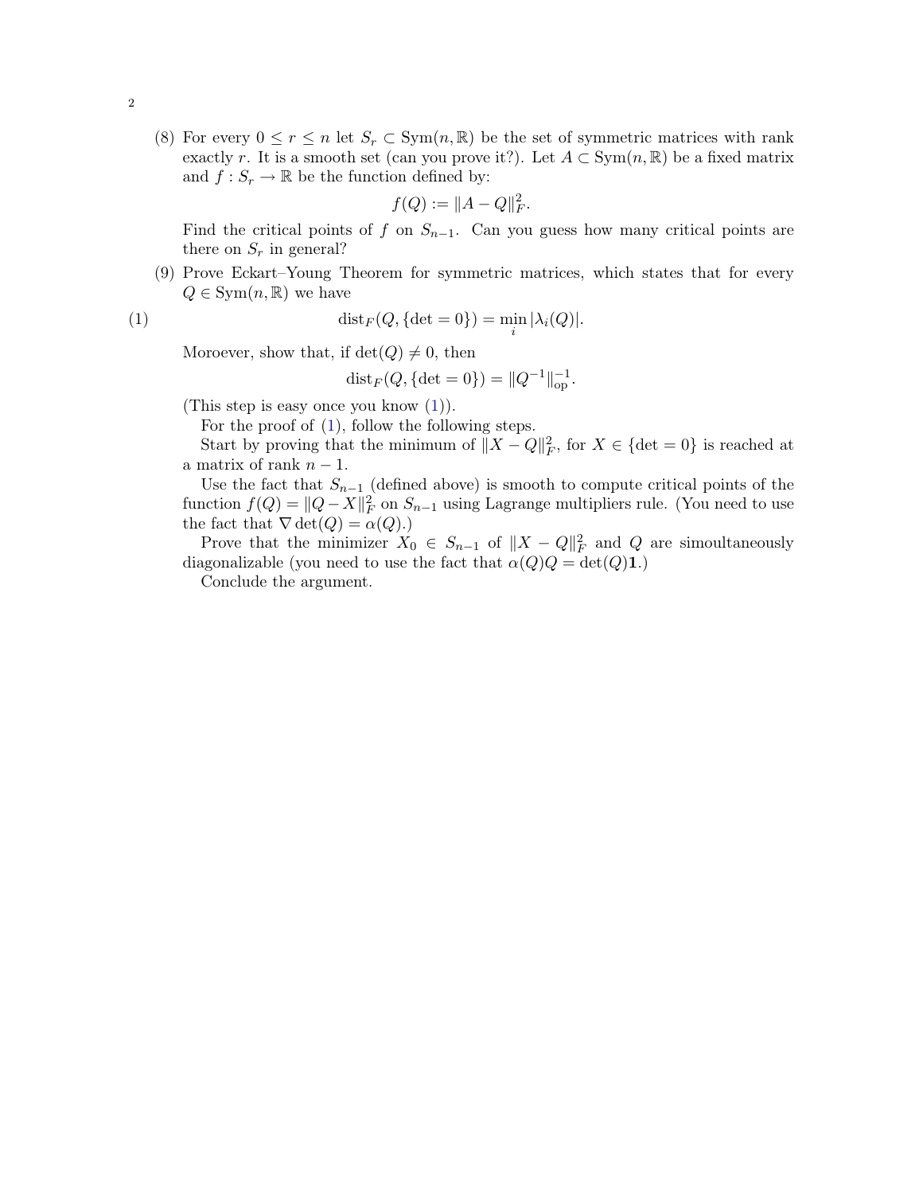(8) For every $0 \leq r \leq n$ let $S_r \subset \mathrm{Sym}(n, \mathbb{R})$ be the set of symmetric matrices with rank exactly $r$. It is a smooth set (can you prove it?). Let $A \subset \mathrm{Sym}(n, \mathbb{R})$ be a fixed matrix and $f : S_r \to \mathbb{R}$ be the function defined by:

$$f(Q) := \|A - Q\|_F^2.$$

Find the critical points of $f$ on $S_{n-1}$. Can you guess how many critical points are there on $S_r$ in general?

(9) Prove Eckart–Young Theorem for symmetric matrices, which states that for every $Q \in \mathrm{Sym}(n, \mathbb{R})$ we have

$$\mathrm{dist}_F(Q, \{\det = 0\}) = \min_i |\lambda_i(Q)|. \tag{1}$$

Moroever, show that, if $\det(Q) \neq 0$, then

$$\mathrm{dist}_F(Q, \{\det = 0\}) = \|Q^{-1}\|_{\mathrm{op}}^{-1}.$$

(This step is easy once you know (1)).

For the proof of (1), follow the following steps.

Start by proving that the minimum of $\|X - Q\|_F^2$, for $X \in \{\det = 0\}$ is reached at a matrix of rank $n - 1$.

Use the fact that $S_{n-1}$ (defined above) is smooth to compute critical points of the function $f(Q) = \|Q - X\|_F^2$ on $S_{n-1}$ using Lagrange multipliers rule. (You need to use the fact that $\nabla \det(Q) = \alpha(Q)$.)

Prove that the minimizer $X_0 \in S_{n-1}$ of $\|X - Q\|_F^2$ and $Q$ are simoultaneously diagonalizable (you need to use the fact that $\alpha(Q)Q = \det(Q)\mathbf{1}$.)

Conclude the argument.